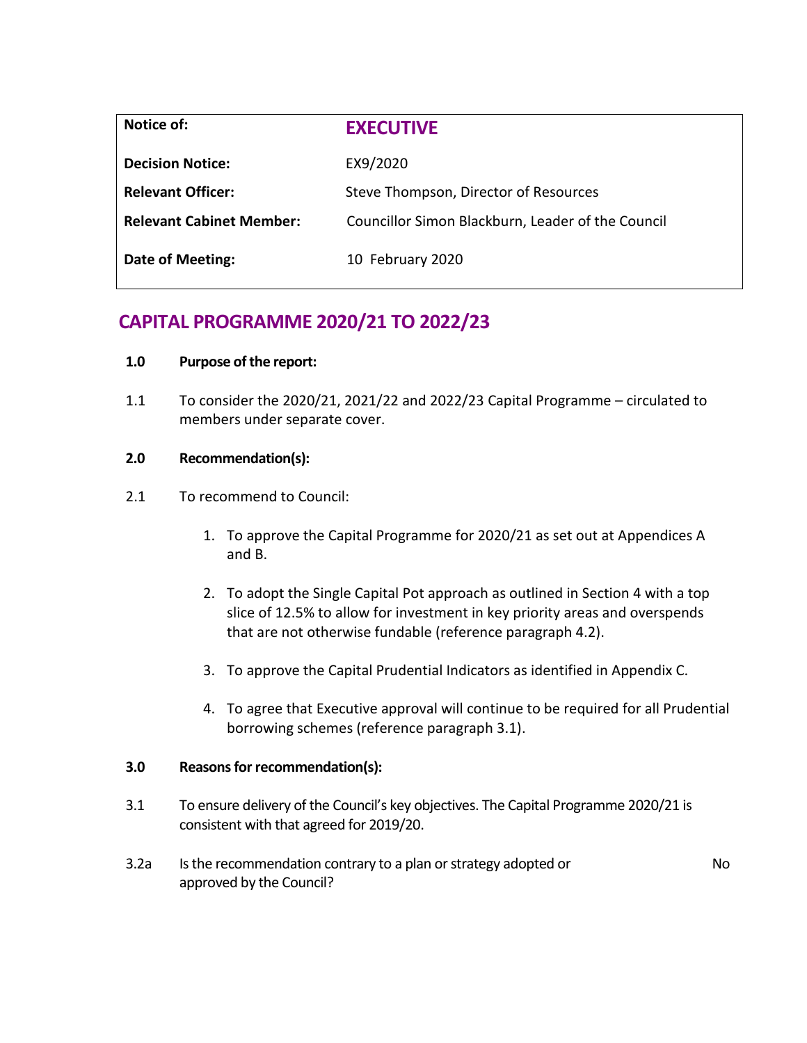| Notice of: | **EXECUTIVE** |
|---|---|
| **Decision Notice:** | EX9/2020 |
| **Relevant Officer:** | Steve Thompson, Director of Resources |
| **Relevant Cabinet Member:** | Councillor Simon Blackburn, Leader of the Council |
| **Date of Meeting:** | 10 February 2020 |

# CAPITAL PROGRAMME 2020/21 TO 2022/23

**1.0 Purpose of the report:**

1.1 To consider the 2020/21, 2021/22 and 2022/23 Capital Programme – circulated to members under separate cover.

**2.0 Recommendation(s):**

2.1 To recommend to Council:

1. To approve the Capital Programme for 2020/21 as set out at Appendices A and B.
2. To adopt the Single Capital Pot approach as outlined in Section 4 with a top slice of 12.5% to allow for investment in key priority areas and overspends that are not otherwise fundable (reference paragraph 4.2).
3. To approve the Capital Prudential Indicators as identified in Appendix C.
4. To agree that Executive approval will continue to be required for all Prudential borrowing schemes (reference paragraph 3.1).

**3.0 Reasons for recommendation(s):**

3.1 To ensure delivery of the Council's key objectives. The Capital Programme 2020/21 is consistent with that agreed for 2019/20.

3.2a Is the recommendation contrary to a plan or strategy adopted or approved by the Council? No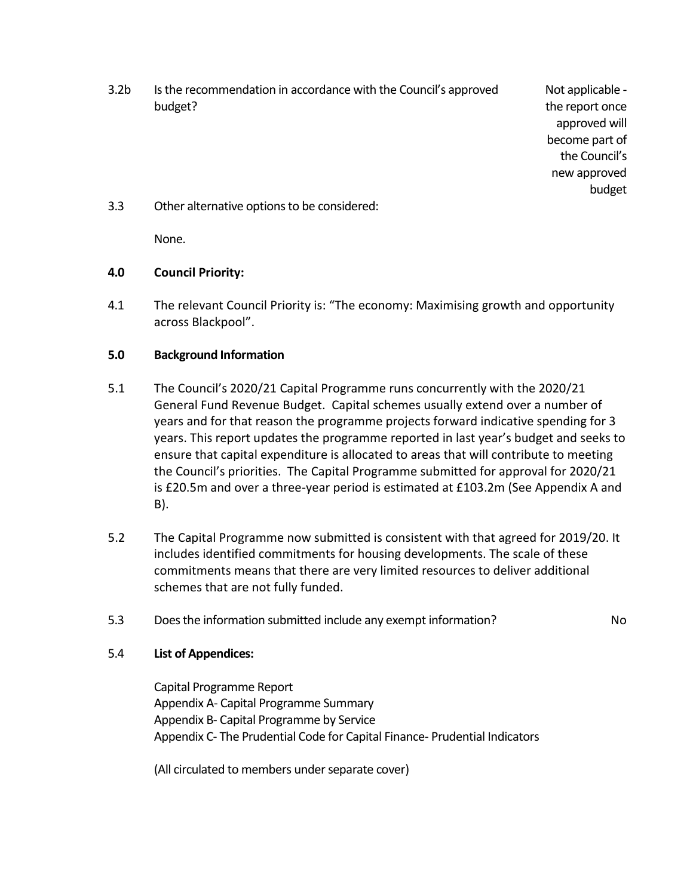3.2b Is the recommendation in accordance with the Council's approved budget? — Not applicable - the report once approved will become part of the Council's new approved budget

3.3 Other alternative options to be considered:

None.

## 4.0 Council Priority:

4.1 The relevant Council Priority is: "The economy: Maximising growth and opportunity across Blackpool".

## 5.0 Background Information

5.1 The Council's 2020/21 Capital Programme runs concurrently with the 2020/21 General Fund Revenue Budget. Capital schemes usually extend over a number of years and for that reason the programme projects forward indicative spending for 3 years. This report updates the programme reported in last year's budget and seeks to ensure that capital expenditure is allocated to areas that will contribute to meeting the Council's priorities. The Capital Programme submitted for approval for 2020/21 is £20.5m and over a three-year period is estimated at £103.2m (See Appendix A and B).

5.2 The Capital Programme now submitted is consistent with that agreed for 2019/20. It includes identified commitments for housing developments. The scale of these commitments means that there are very limited resources to deliver additional schemes that are not fully funded.

5.3 Does the information submitted include any exempt information? — No

5.4 **List of Appendices:**

Capital Programme Report
Appendix A- Capital Programme Summary
Appendix B- Capital Programme by Service
Appendix C- The Prudential Code for Capital Finance- Prudential Indicators

(All circulated to members under separate cover)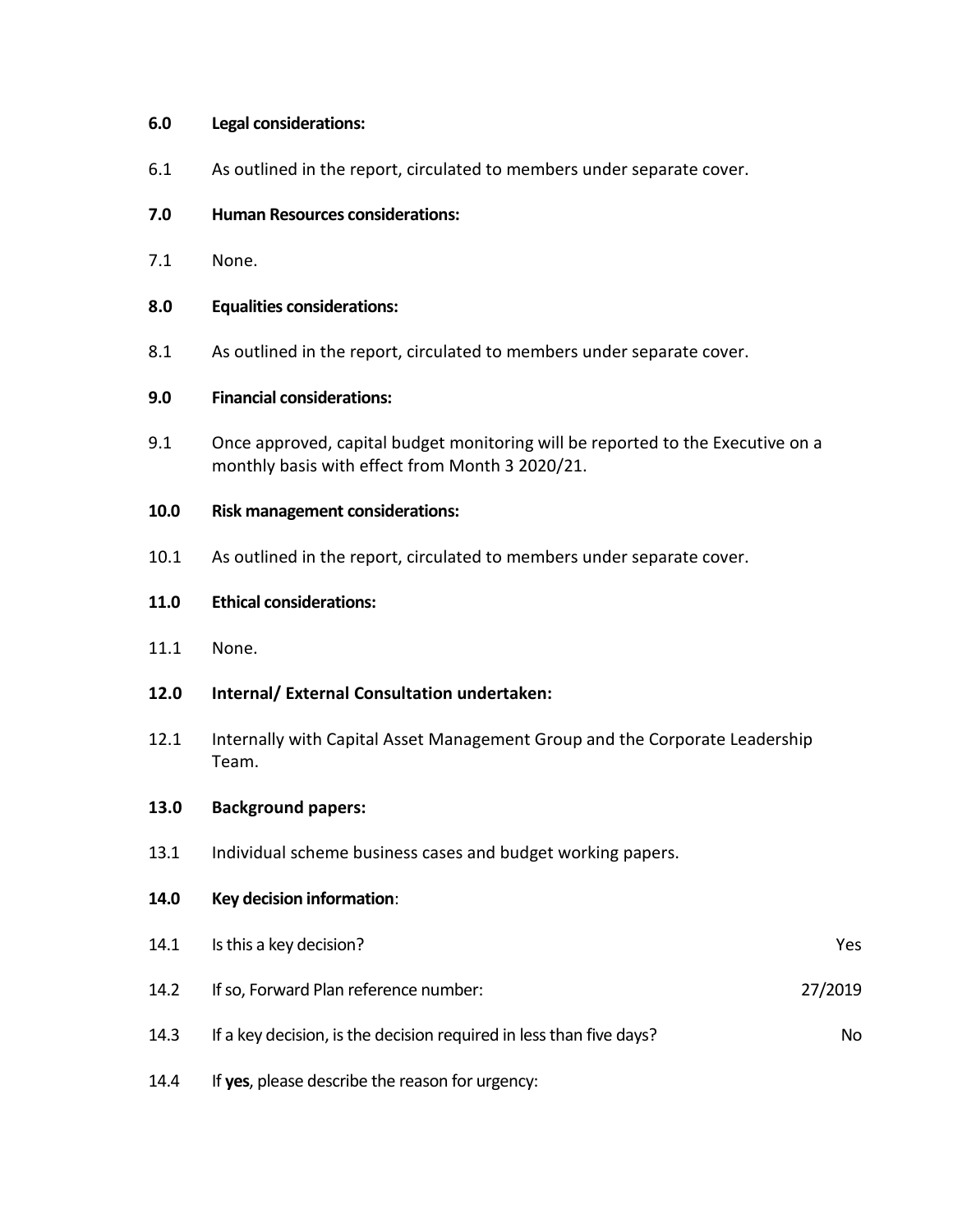**6.0 Legal considerations:**

6.1 As outlined in the report, circulated to members under separate cover.

**7.0 Human Resources considerations:**

7.1 None.

**8.0 Equalities considerations:**

8.1 As outlined in the report, circulated to members under separate cover.

**9.0 Financial considerations:**

9.1 Once approved, capital budget monitoring will be reported to the Executive on a monthly basis with effect from Month 3 2020/21.

**10.0 Risk management considerations:**

10.1 As outlined in the report, circulated to members under separate cover.

**11.0 Ethical considerations:**

11.1 None.

**12.0 Internal/ External Consultation undertaken:**

12.1 Internally with Capital Asset Management Group and the Corporate Leadership Team.

**13.0 Background papers:**

13.1 Individual scheme business cases and budget working papers.

**14.0 Key decision information**:

| | | |
|---|---|---|
| 14.1 | Is this a key decision? | Yes |
| 14.2 | If so, Forward Plan reference number: | 27/2019 |
| 14.3 | If a key decision, is the decision required in less than five days? | No |
| 14.4 | If **yes**, please describe the reason for urgency: | |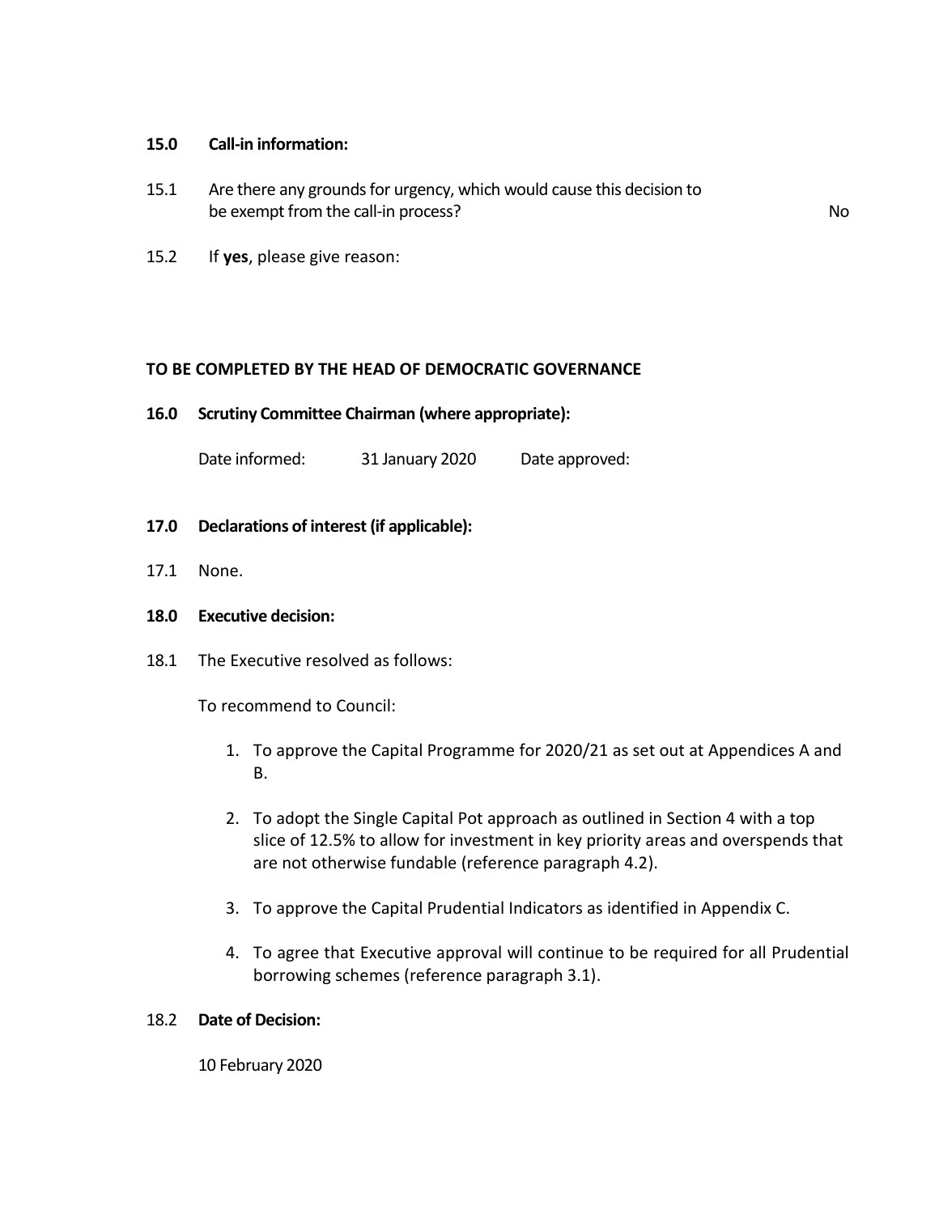**15.0 Call-in information:**

15.1 Are there any grounds for urgency, which would cause this decision to be exempt from the call-in process? No

15.2 If **yes**, please give reason:

**TO BE COMPLETED BY THE HEAD OF DEMOCRATIC GOVERNANCE**

**16.0 Scrutiny Committee Chairman (where appropriate):**

Date informed: 31 January 2020 Date approved:

**17.0 Declarations of interest (if applicable):**

17.1 None.

**18.0 Executive decision:**

18.1 The Executive resolved as follows:

To recommend to Council:

1. To approve the Capital Programme for 2020/21 as set out at Appendices A and B.

2. To adopt the Single Capital Pot approach as outlined in Section 4 with a top slice of 12.5% to allow for investment in key priority areas and overspends that are not otherwise fundable (reference paragraph 4.2).

3. To approve the Capital Prudential Indicators as identified in Appendix C.

4. To agree that Executive approval will continue to be required for all Prudential borrowing schemes (reference paragraph 3.1).

18.2 **Date of Decision:**

10 February 2020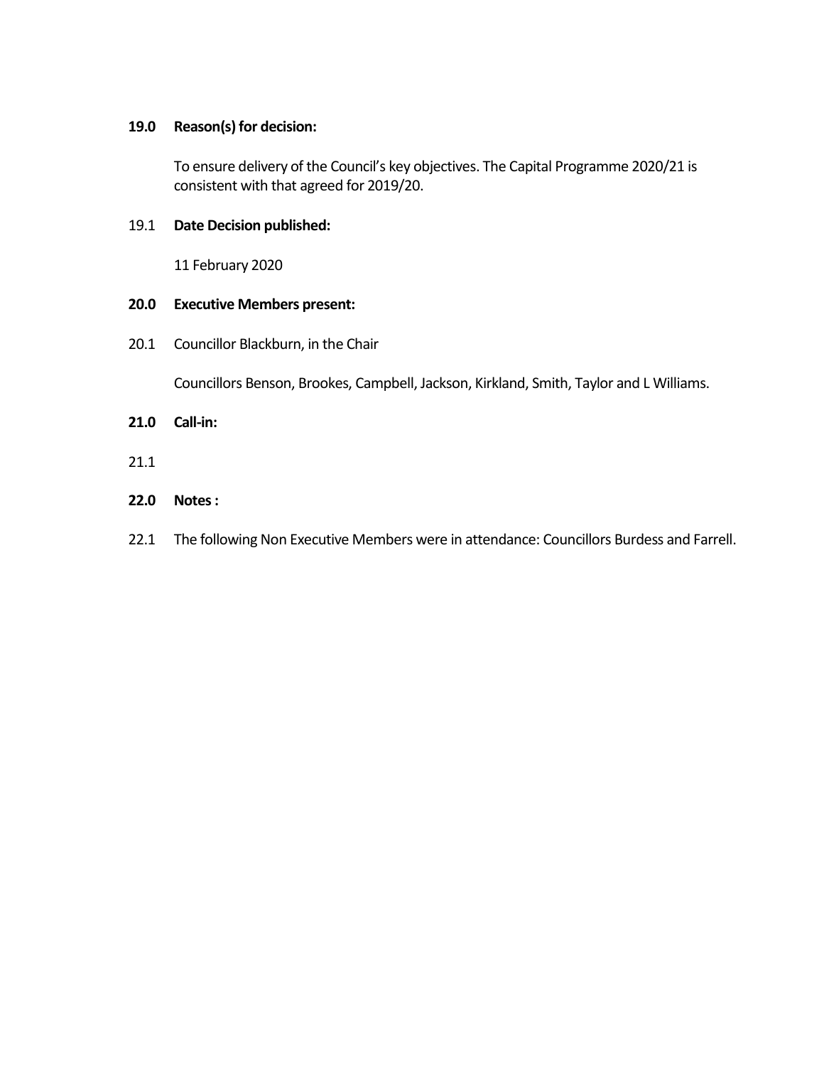**19.0 Reason(s) for decision:**

To ensure delivery of the Council's key objectives. The Capital Programme 2020/21 is consistent with that agreed for 2019/20.

19.1 **Date Decision published:**

11 February 2020

**20.0 Executive Members present:**

20.1 Councillor Blackburn, in the Chair

Councillors Benson, Brookes, Campbell, Jackson, Kirkland, Smith, Taylor and L Williams.

**21.0 Call-in:**

21.1

**22.0 Notes :**

22.1 The following Non Executive Members were in attendance: Councillors Burdess and Farrell.